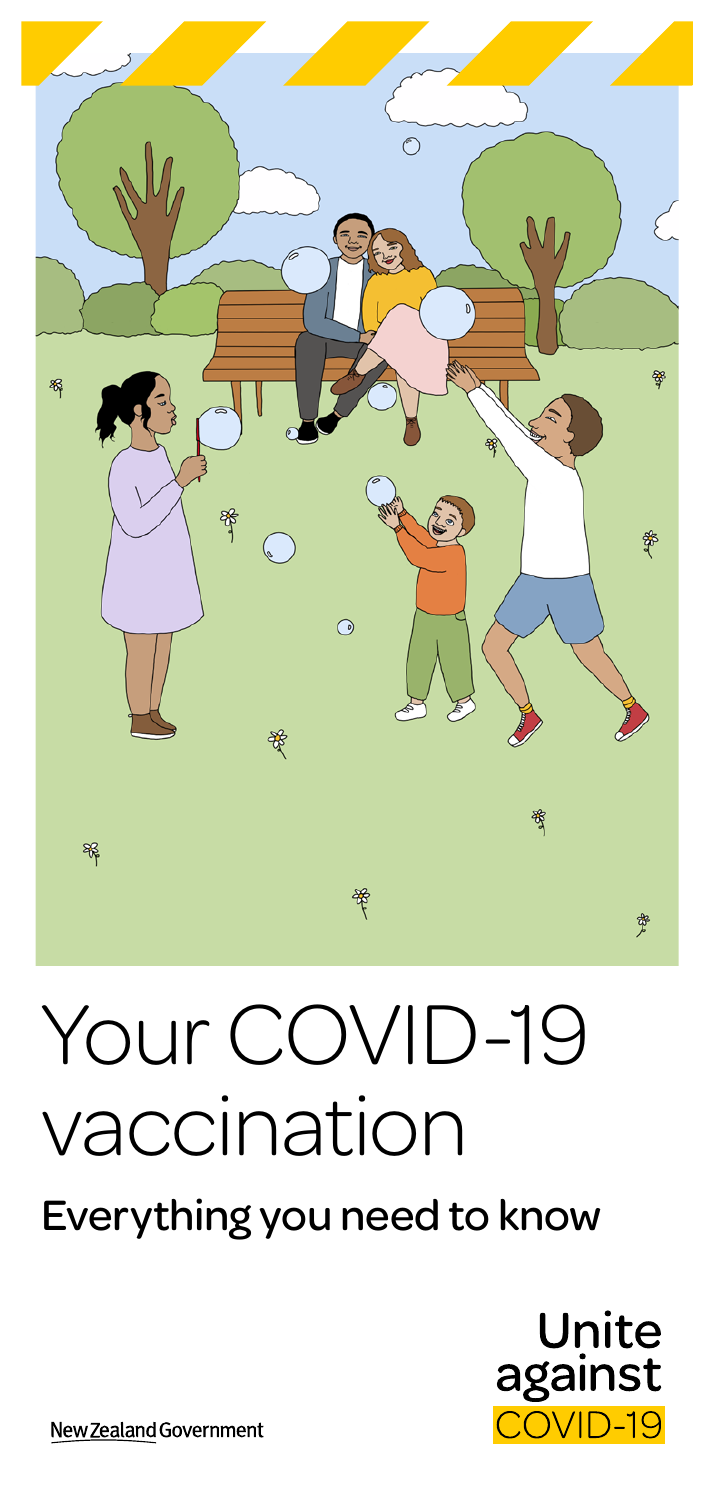# Your COVID-19 vaccination

## Everything you need to know

Unite against COVID-19

New Zealand Government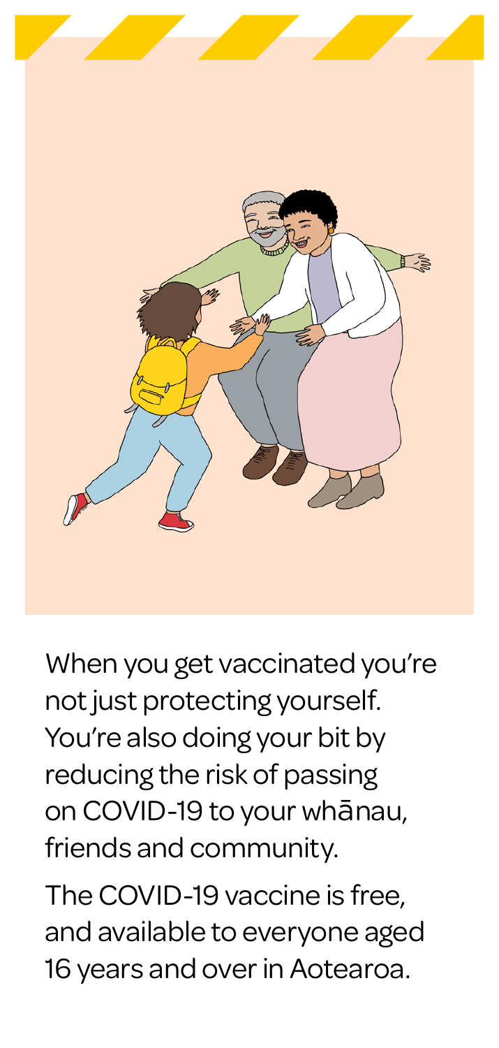When you get vaccinated you're not just protecting yourself. You're also doing your bit by reducing the risk of passing on COVID-19 to your whānau, friends and community.

The COVID-19 vaccine is free, and available to everyone aged 16 years and over in Aotearoa.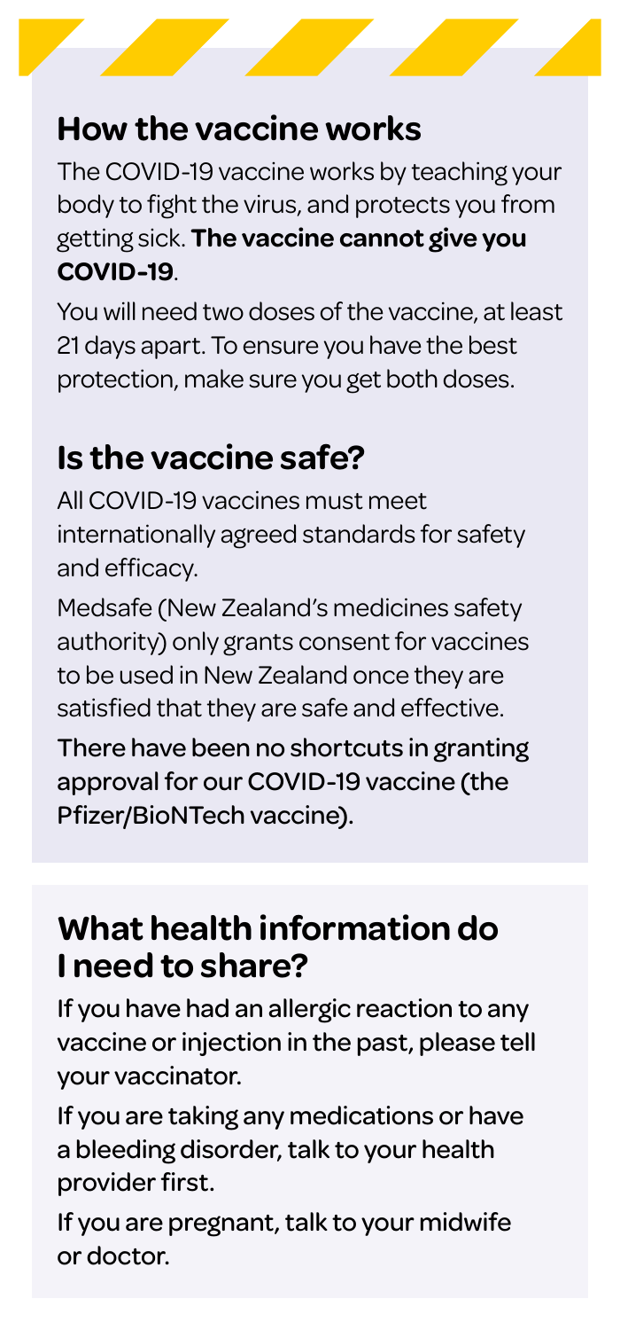## How the vaccine works

The COVID-19 vaccine works by teaching your body to fight the virus, and protects you from getting sick. **The vaccine cannot give you COVID-19**.

You will need two doses of the vaccine, at least 21 days apart. To ensure you have the best protection, make sure you get both doses.

## Is the vaccine safe?

All COVID-19 vaccines must meet internationally agreed standards for safety and efficacy.

Medsafe (New Zealand's medicines safety authority) only grants consent for vaccines to be used in New Zealand once they are satisfied that they are safe and effective.

There have been no shortcuts in granting approval for our COVID-19 vaccine (the Pfizer/BioNTech vaccine).

## What health information do I need to share?

If you have had an allergic reaction to any vaccine or injection in the past, please tell your vaccinator.

If you are taking any medications or have a bleeding disorder, talk to your health provider first.

If you are pregnant, talk to your midwife or doctor.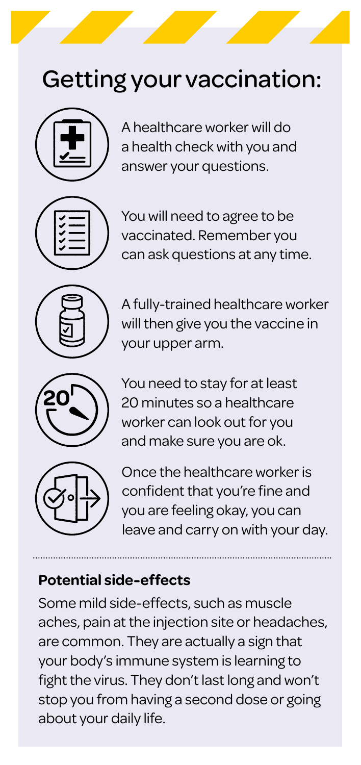# Getting your vaccination:

A healthcare worker will do a health check with you and answer your questions.

You will need to agree to be vaccinated. Remember you can ask questions at any time.

A fully-trained healthcare worker will then give you the vaccine in your upper arm.

You need to stay for at least 20 minutes so a healthcare worker can look out for you and make sure you are ok.

Once the healthcare worker is confident that you're fine and you are feeling okay, you can leave and carry on with your day.

---

**Potential side-effects**

Some mild side-effects, such as muscle aches, pain at the injection site or headaches, are common. They are actually a sign that your body's immune system is learning to fight the virus. They don't last long and won't stop you from having a second dose or going about your daily life.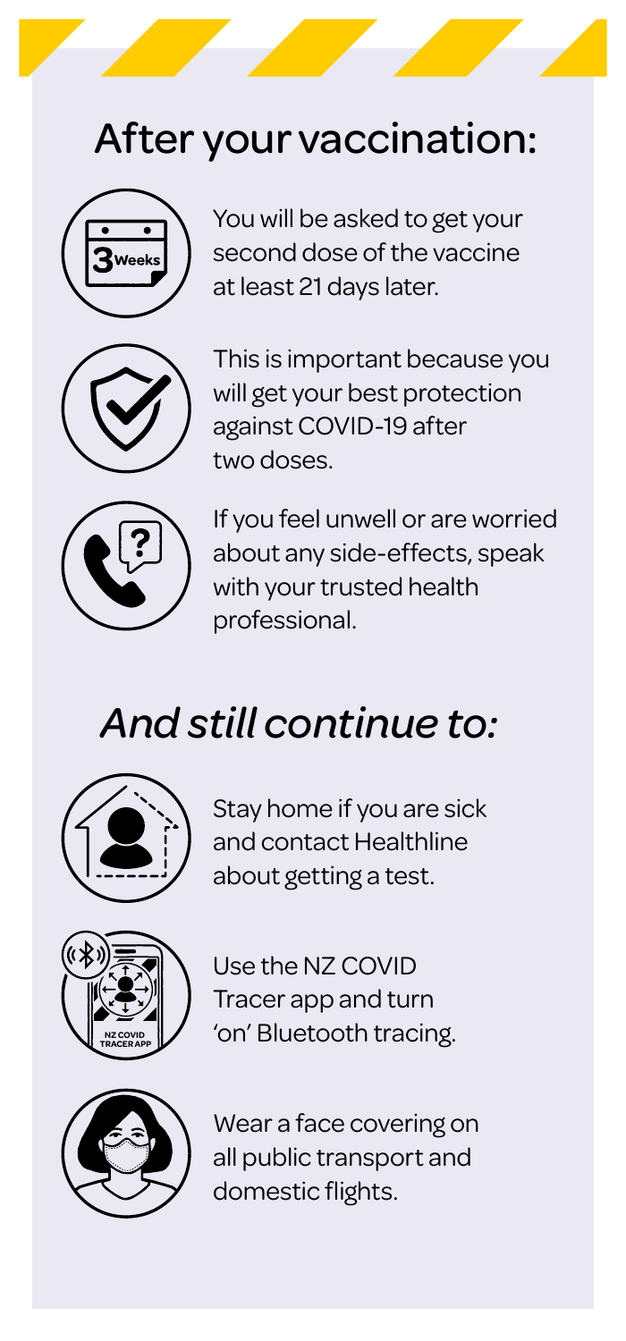# After your vaccination:

You will be asked to get your second dose of the vaccine at least 21 days later.

This is important because you will get your best protection against COVID-19 after two doses.

If you feel unwell or are worried about any side-effects, speak with your trusted health professional.

# *And still continue to:*

Stay home if you are sick and contact Healthline about getting a test.

Use the NZ COVID Tracer app and turn 'on' Bluetooth tracing.

Wear a face covering on all public transport and domestic flights.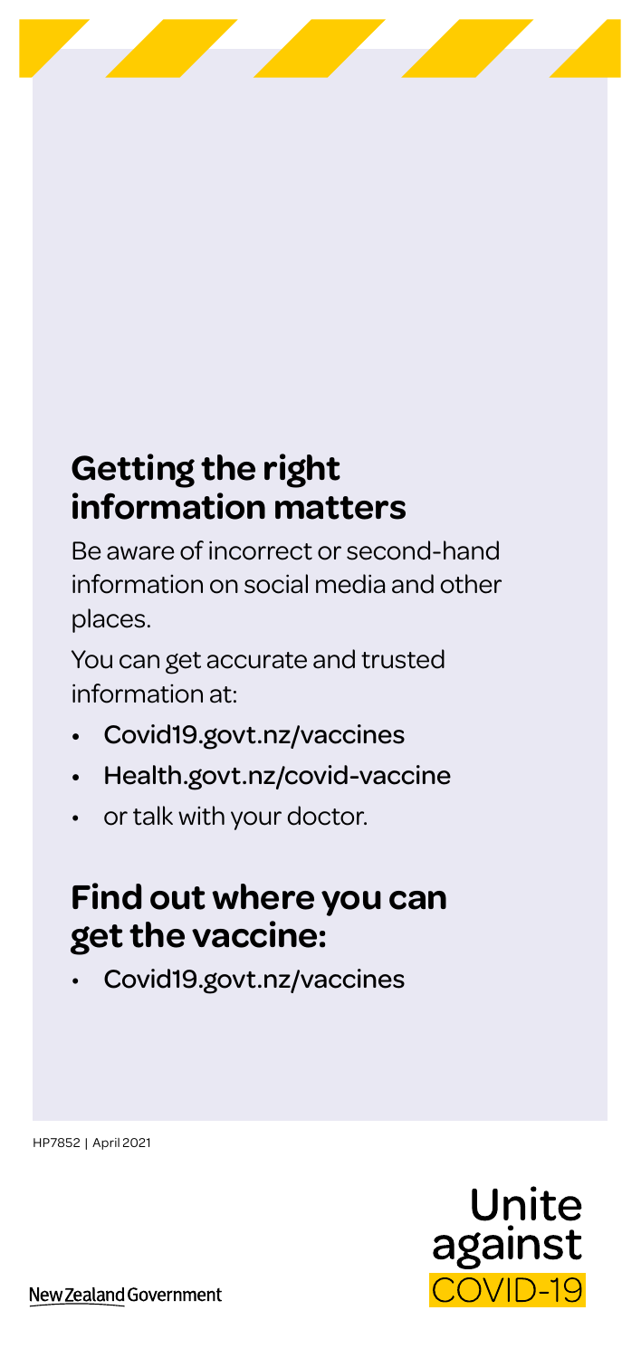## Getting the right information matters

Be aware of incorrect or second-hand information on social media and other places.

You can get accurate and trusted information at:

- Covid19.govt.nz/vaccines
- Health.govt.nz/covid-vaccine
- or talk with your doctor.

## Find out where you can get the vaccine:

- Covid19.govt.nz/vaccines

HP7852 | April 2021

Unite against COVID-19

New Zealand Government